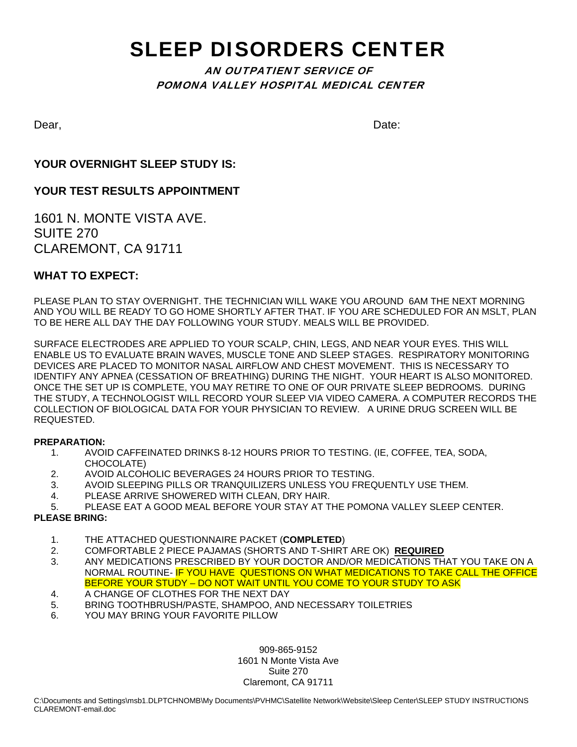# SLEEP DISORDERS CENTER

***AN OUTPATIENT SERVICE OF***
***POMONA VALLEY HOSPITAL MEDICAL CENTER***

Dear, Date:

**YOUR OVERNIGHT SLEEP STUDY IS:**

**YOUR TEST RESULTS APPOINTMENT**

1601 N. MONTE VISTA AVE.
SUITE 270
CLAREMONT, CA 91711

**WHAT TO EXPECT:**

PLEASE PLAN TO STAY OVERNIGHT. THE TECHNICIAN WILL WAKE YOU AROUND 6AM THE NEXT MORNING AND YOU WILL BE READY TO GO HOME SHORTLY AFTER THAT. IF YOU ARE SCHEDULED FOR AN MSLT, PLAN TO BE HERE ALL DAY THE DAY FOLLOWING YOUR STUDY. MEALS WILL BE PROVIDED.

SURFACE ELECTRODES ARE APPLIED TO YOUR SCALP, CHIN, LEGS, AND NEAR YOUR EYES. THIS WILL ENABLE US TO EVALUATE BRAIN WAVES, MUSCLE TONE AND SLEEP STAGES. RESPIRATORY MONITORING DEVICES ARE PLACED TO MONITOR NASAL AIRFLOW AND CHEST MOVEMENT. THIS IS NECESSARY TO IDENTIFY ANY APNEA (CESSATION OF BREATHING) DURING THE NIGHT. YOUR HEART IS ALSO MONITORED. ONCE THE SET UP IS COMPLETE, YOU MAY RETIRE TO ONE OF OUR PRIVATE SLEEP BEDROOMS. DURING THE STUDY, A TECHNOLOGIST WILL RECORD YOUR SLEEP VIA VIDEO CAMERA. A COMPUTER RECORDS THE COLLECTION OF BIOLOGICAL DATA FOR YOUR PHYSICIAN TO REVIEW. A URINE DRUG SCREEN WILL BE REQUESTED.

**PREPARATION:**

1. AVOID CAFFEINATED DRINKS 8-12 HOURS PRIOR TO TESTING. (IE, COFFEE, TEA, SODA, CHOCOLATE)
2. AVOID ALCOHOLIC BEVERAGES 24 HOURS PRIOR TO TESTING.
3. AVOID SLEEPING PILLS OR TRANQUILIZERS UNLESS YOU FREQUENTLY USE THEM.
4. PLEASE ARRIVE SHOWERED WITH CLEAN, DRY HAIR.
5. PLEASE EAT A GOOD MEAL BEFORE YOUR STAY AT THE POMONA VALLEY SLEEP CENTER.

**PLEASE BRING:**

1. THE ATTACHED QUESTIONNAIRE PACKET (**COMPLETED**)
2. COMFORTABLE 2 PIECE PAJAMAS (SHORTS AND T-SHIRT ARE OK) **REQUIRED**
3. ANY MEDICATIONS PRESCRIBED BY YOUR DOCTOR AND/OR MEDICATIONS THAT YOU TAKE ON A NORMAL ROUTINE- IF YOU HAVE QUESTIONS ON WHAT MEDICATIONS TO TAKE CALL THE OFFICE BEFORE YOUR STUDY – DO NOT WAIT UNTIL YOU COME TO YOUR STUDY TO ASK
4. A CHANGE OF CLOTHES FOR THE NEXT DAY
5. BRING TOOTHBRUSH/PASTE, SHAMPOO, AND NECESSARY TOILETRIES
6. YOU MAY BRING YOUR FAVORITE PILLOW

909-865-9152
1601 N Monte Vista Ave
Suite 270
Claremont, CA 91711

C:\Documents and Settings\msb1.DLPTCHNOMB\My Documents\PVHMC\Satellite Network\Website\Sleep Center\SLEEP STUDY INSTRUCTIONS CLAREMONT-email.doc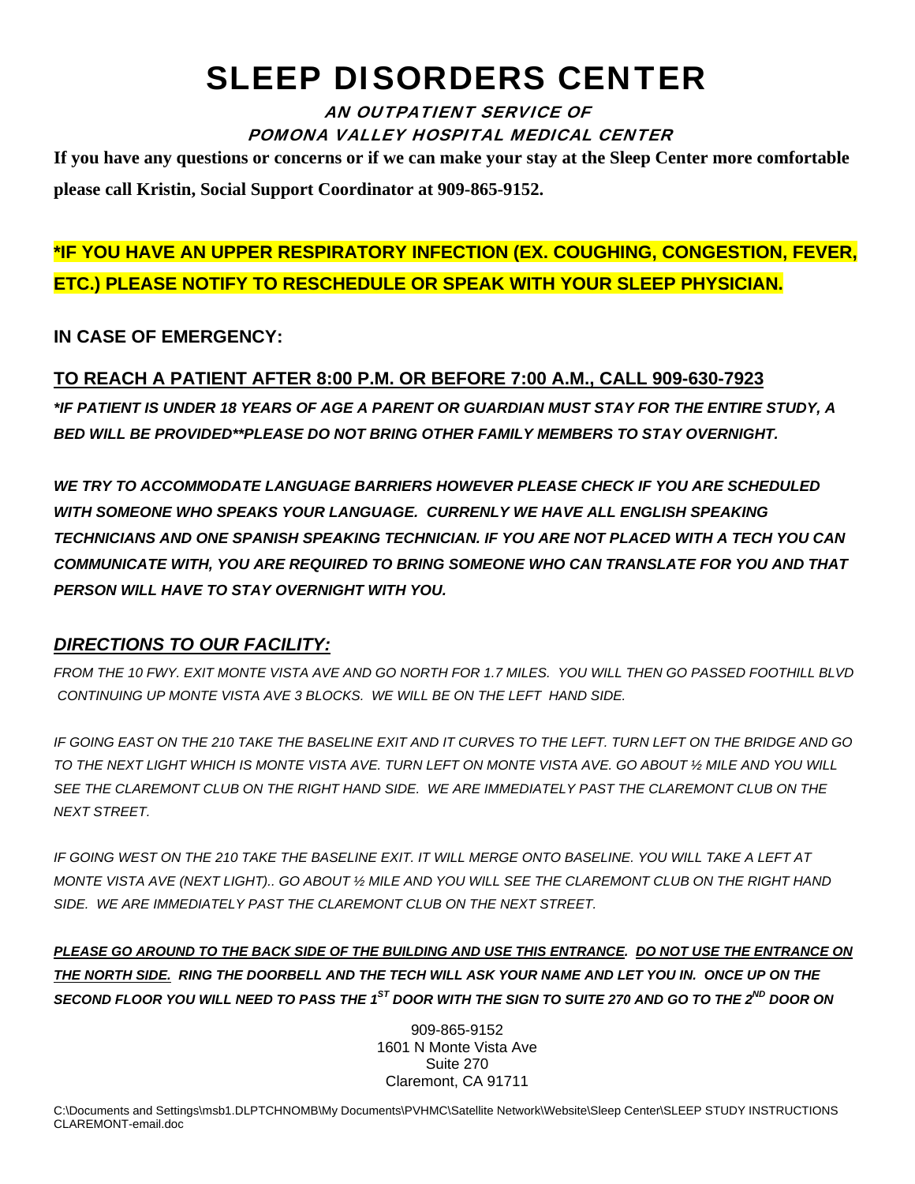# SLEEP DISORDERS CENTER

***AN OUTPATIENT SERVICE OF***
***POMONA VALLEY HOSPITAL MEDICAL CENTER***

**If you have any questions or concerns or if we can make your stay at the Sleep Center more comfortable please call Kristin, Social Support Coordinator at 909-865-9152.**

**\*IF YOU HAVE AN UPPER RESPIRATORY INFECTION (EX. COUGHING, CONGESTION, FEVER, ETC.) PLEASE NOTIFY TO RESCHEDULE OR SPEAK WITH YOUR SLEEP PHYSICIAN.**

**IN CASE OF EMERGENCY:**

**TO REACH A PATIENT AFTER 8:00 P.M. OR BEFORE 7:00 A.M., CALL 909-630-7923**

***\*IF PATIENT IS UNDER 18 YEARS OF AGE A PARENT OR GUARDIAN MUST STAY FOR THE ENTIRE STUDY, A BED WILL BE PROVIDED\*\*PLEASE DO NOT BRING OTHER FAMILY MEMBERS TO STAY OVERNIGHT.***

***WE TRY TO ACCOMMODATE LANGUAGE BARRIERS HOWEVER PLEASE CHECK IF YOU ARE SCHEDULED WITH SOMEONE WHO SPEAKS YOUR LANGUAGE. CURRENLY WE HAVE ALL ENGLISH SPEAKING TECHNICIANS AND ONE SPANISH SPEAKING TECHNICIAN. IF YOU ARE NOT PLACED WITH A TECH YOU CAN COMMUNICATE WITH, YOU ARE REQUIRED TO BRING SOMEONE WHO CAN TRANSLATE FOR YOU AND THAT PERSON WILL HAVE TO STAY OVERNIGHT WITH YOU.***

## ***DIRECTIONS TO OUR FACILITY:***

*FROM THE 10 FWY. EXIT MONTE VISTA AVE AND GO NORTH FOR 1.7 MILES. YOU WILL THEN GO PASSED FOOTHILL BLVD CONTINUING UP MONTE VISTA AVE 3 BLOCKS. WE WILL BE ON THE LEFT HAND SIDE.*

*IF GOING EAST ON THE 210 TAKE THE BASELINE EXIT AND IT CURVES TO THE LEFT. TURN LEFT ON THE BRIDGE AND GO TO THE NEXT LIGHT WHICH IS MONTE VISTA AVE. TURN LEFT ON MONTE VISTA AVE. GO ABOUT ½ MILE AND YOU WILL SEE THE CLAREMONT CLUB ON THE RIGHT HAND SIDE. WE ARE IMMEDIATELY PAST THE CLAREMONT CLUB ON THE NEXT STREET.*

*IF GOING WEST ON THE 210 TAKE THE BASELINE EXIT. IT WILL MERGE ONTO BASELINE. YOU WILL TAKE A LEFT AT MONTE VISTA AVE (NEXT LIGHT).. GO ABOUT ½ MILE AND YOU WILL SEE THE CLAREMONT CLUB ON THE RIGHT HAND SIDE. WE ARE IMMEDIATELY PAST THE CLAREMONT CLUB ON THE NEXT STREET.*

***PLEASE GO AROUND TO THE BACK SIDE OF THE BUILDING AND USE THIS ENTRANCE. DO NOT USE THE ENTRANCE ON THE NORTH SIDE. RING THE DOORBELL AND THE TECH WILL ASK YOUR NAME AND LET YOU IN. ONCE UP ON THE SECOND FLOOR YOU WILL NEED TO PASS THE 1ST DOOR WITH THE SIGN TO SUITE 270 AND GO TO THE 2ND DOOR ON***

909-865-9152
1601 N Monte Vista Ave
Suite 270
Claremont, CA 91711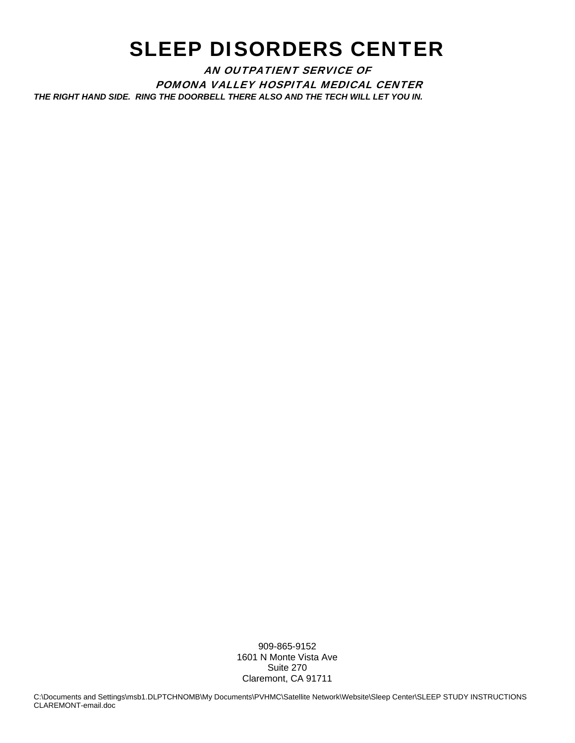# SLEEP DISORDERS CENTER

***AN OUTPATIENT SERVICE OF***

***POMONA VALLEY HOSPITAL MEDICAL CENTER***

***THE RIGHT HAND SIDE. RING THE DOORBELL THERE ALSO AND THE TECH WILL LET YOU IN.***

909-865-9152
1601 N Monte Vista Ave
Suite 270
Claremont, CA 91711

C:\Documents and Settings\msb1.DLPTCHNOMB\My Documents\PVHMC\Satellite Network\Website\Sleep Center\SLEEP STUDY INSTRUCTIONS CLAREMONT-email.doc